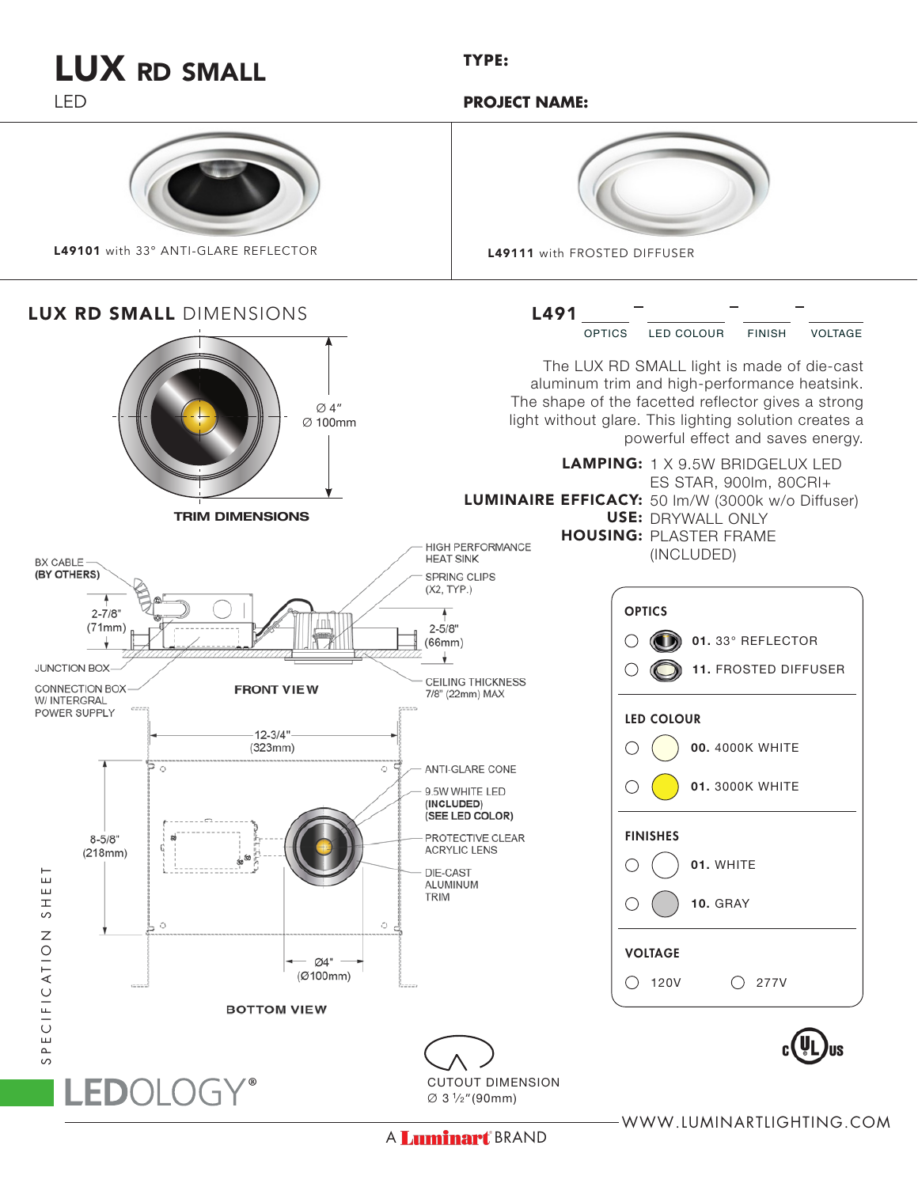# LUX RD SMALL

LED

**TYPE:**

**PROJECT NAME:**

**L49101** with 33° ANTI-GLARE REFLECTOR

**L49111** with FROSTED DIFFUSER

## LUX RD SMALL DIMENSIONS

**TRIM DIMENSIONS**

Ø 4"
Ø 100mm

**FRONT VIEW**

BX CABLE (BY OTHERS)

2-7/8" (71mm)

JUNCTION BOX

CONNECTION BOX W/ INTERGRAL POWER SUPPLY

HIGH PERFORMANCE HEAT SINK

SPRING CLIPS (X2, TYP.)

2-5/8" (66mm)

CEILING THICKNESS 7/8" (22mm) MAX

**BOTTOM VIEW**

12-3/4" (323mm)

8-5/8" (218mm)

Ø4" (Ø100mm)

ANTI-GLARE CONE

9.5W WHITE LED (INCLUDED) (SEE LED COLOR)

PROTECTIVE CLEAR ACRYLIC LENS

DIE-CAST ALUMINUM TRIM

CUTOUT DIMENSION
∅ 3 ½"(90mm)

**L491** ____ – ____ – ____ – ____

OPTICS – LED COLOUR – FINISH – VOLTAGE

The LUX RD SMALL light is made of die-cast aluminum trim and high-performance heatsink. The shape of the facetted reflector gives a strong light without glare. This lighting solution creates a powerful effect and saves energy.

**LAMPING:** 1 X 9.5W BRIDGELUX LED ES STAR, 900lm, 80CRI+

**LUMINAIRE EFFICACY:** 50 lm/W (3000k w/o Diffuser)

**USE:** DRYWALL ONLY

**HOUSING:** PLASTER FRAME (INCLUDED)

**OPTICS**

- ○ **01.** 33° REFLECTOR
- ○ **11.** FROSTED DIFFUSER

**LED COLOUR**

- ○ **00.** 4000K WHITE
- ○ **01.** 3000K WHITE

**FINISHES**

- ○ **01.** WHITE
- ○ **10.** GRAY

**VOLTAGE**

- ○ 120V
- ○ 277V

SPECIFICATION SHEET

LEDOLOGY®

A Luminart® BRAND

WWW.LUMINARTLIGHTING.COM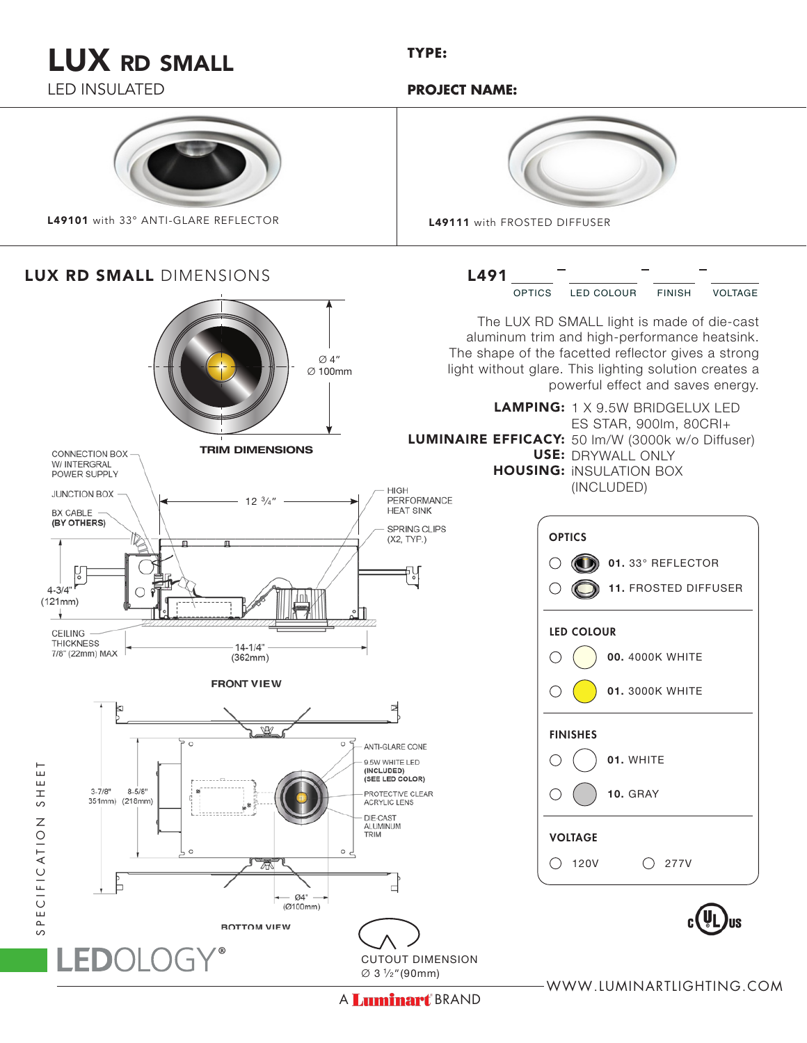# LUX RD SMALL

LED INSULATED

**TYPE:**

**PROJECT NAME:**

**L49101** with 33° ANTI-GLARE REFLECTOR

**L49111** with FROSTED DIFFUSER

## LUX RD SMALL DIMENSIONS

**L491** ______ – ______ – ______ – ______

OPTICS | LED COLOUR | FINISH | VOLTAGE

The LUX RD SMALL light is made of die-cast aluminum trim and high-performance heatsink. The shape of the facetted reflector gives a strong light without glare. This lighting solution creates a powerful effect and saves energy.

**LAMPING:** 1 X 9.5W BRIDGELUX LED ES STAR, 900lm, 80CRI+

**LUMINAIRE EFFICACY:** 50 lm/W (3000k w/o Diffuser)

**USE:** DRYWALL ONLY

**HOUSING:** iNSULATION BOX (INCLUDED)

TRIM DIMENSIONS

Ø 4"
Ø 100mm

CONNECTION BOX W/ INTERGRAL POWER SUPPLY

JUNCTION BOX

BX CABLE (BY OTHERS)

12 ¾"

HIGH PERFORMANCE HEAT SINK

SPRING CLIPS (X2, TYP.)

4-3/4" (121mm)

CEILING THICKNESS 7/8" (22mm) MAX

14-1/4" (362mm)

FRONT VIEW

ANTI-GLARE CONE

9.5W WHITE LED (INCLUDED) (SEE LED COLOR)

PROTECTIVE CLEAR ACRYLIC LENS

DIE CAST ALUMINUM TRIM

3-7/8" 351mm)

8-5/8" (218mm)

Ø4" (Ø100mm)

BOTTOM VIEW

CUTOUT DIMENSION
Ø 3 ½"(90mm)

### OPTICS

- ○ **01.** 33° REFLECTOR
- ○ **11.** FROSTED DIFFUSER

### LED COLOUR

- ○ **00.** 4000K WHITE
- ○ **01.** 3000K WHITE

### FINISHES

- ○ **01.** WHITE
- ○ **10.** GRAY

### VOLTAGE

- ○ 120V
- ○ 277V

SPECIFICATION SHEET

LEDOLOGY®

A Luminart® BRAND

WWW.LUMINARTLIGHTING.COM